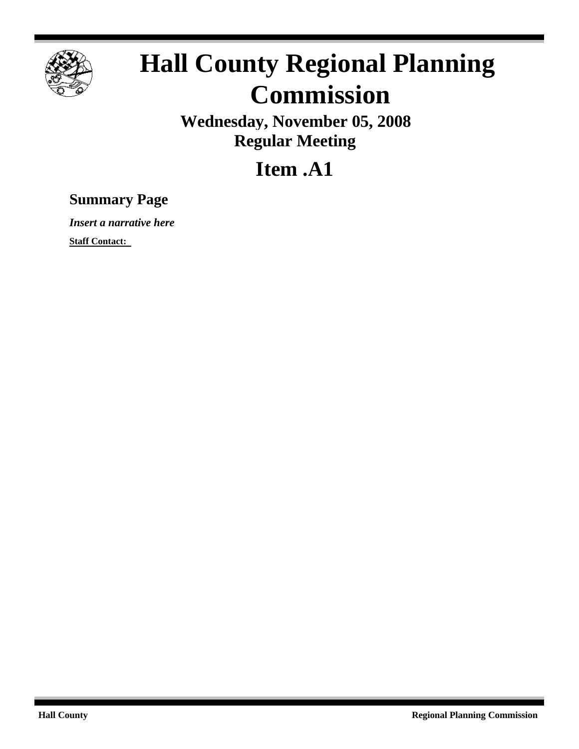# Hall County Regional Planning Commission

**Wednesday, November 05, 2008**
**Regular Meeting**

# Item .A1

## Summary Page

***Insert a narrative here***

**Staff Contact:**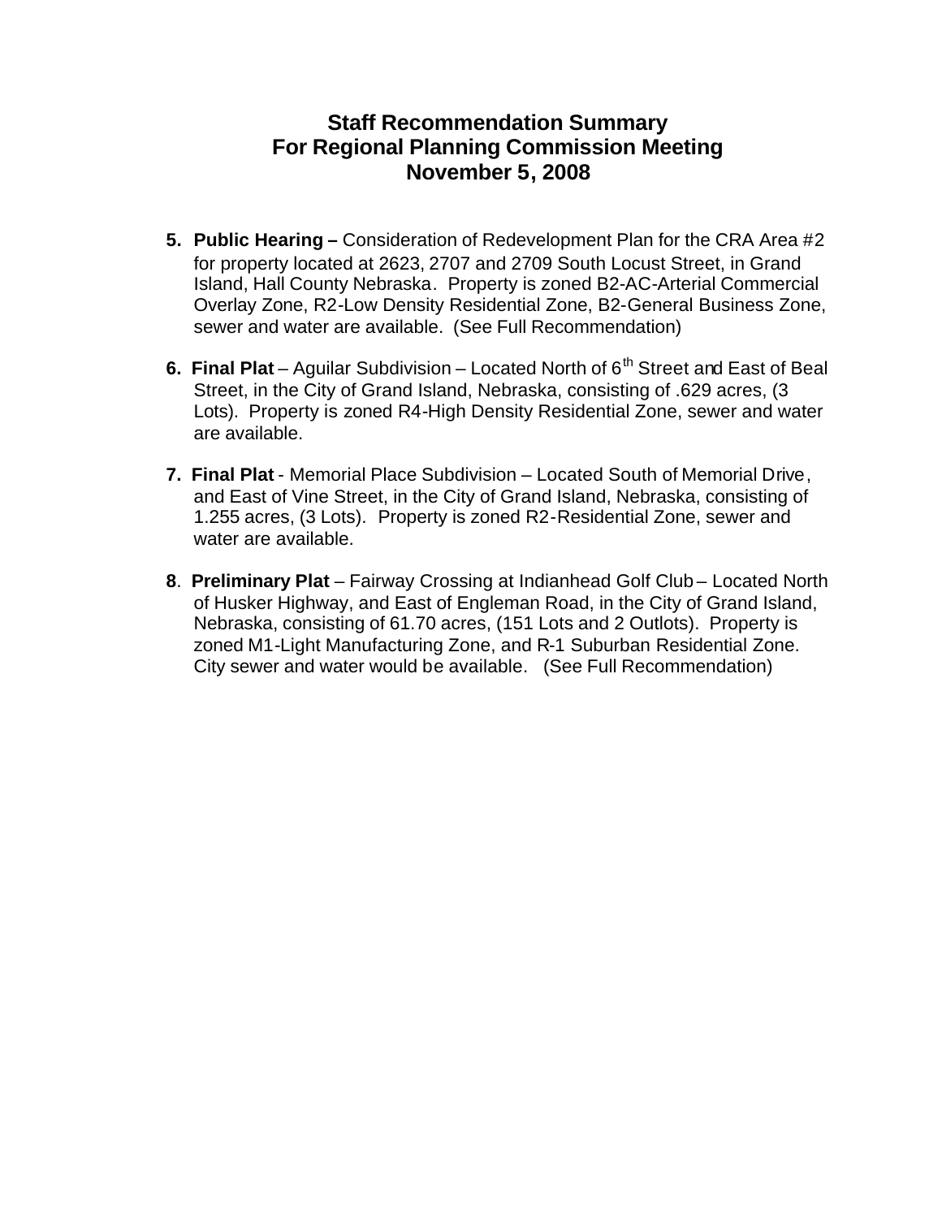# Staff Recommendation Summary
# For Regional Planning Commission Meeting
# November 5, 2008

5. **Public Hearing –** Consideration of Redevelopment Plan for the CRA Area #2 for property located at 2623, 2707 and 2709 South Locust Street, in Grand Island, Hall County Nebraska. Property is zoned B2-AC-Arterial Commercial Overlay Zone, R2-Low Density Residential Zone, B2-General Business Zone, sewer and water are available. (See Full Recommendation)

6. **Final Plat** – Aguilar Subdivision – Located North of 6th Street and East of Beal Street, in the City of Grand Island, Nebraska, consisting of .629 acres, (3 Lots). Property is zoned R4-High Density Residential Zone, sewer and water are available.

7. **Final Plat** - Memorial Place Subdivision – Located South of Memorial Drive, and East of Vine Street, in the City of Grand Island, Nebraska, consisting of 1.255 acres, (3 Lots). Property is zoned R2-Residential Zone, sewer and water are available.

8. **Preliminary Plat** – Fairway Crossing at Indianhead Golf Club – Located North of Husker Highway, and East of Engleman Road, in the City of Grand Island, Nebraska, consisting of 61.70 acres, (151 Lots and 2 Outlots). Property is zoned M1-Light Manufacturing Zone, and R-1 Suburban Residential Zone. City sewer and water would be available. (See Full Recommendation)